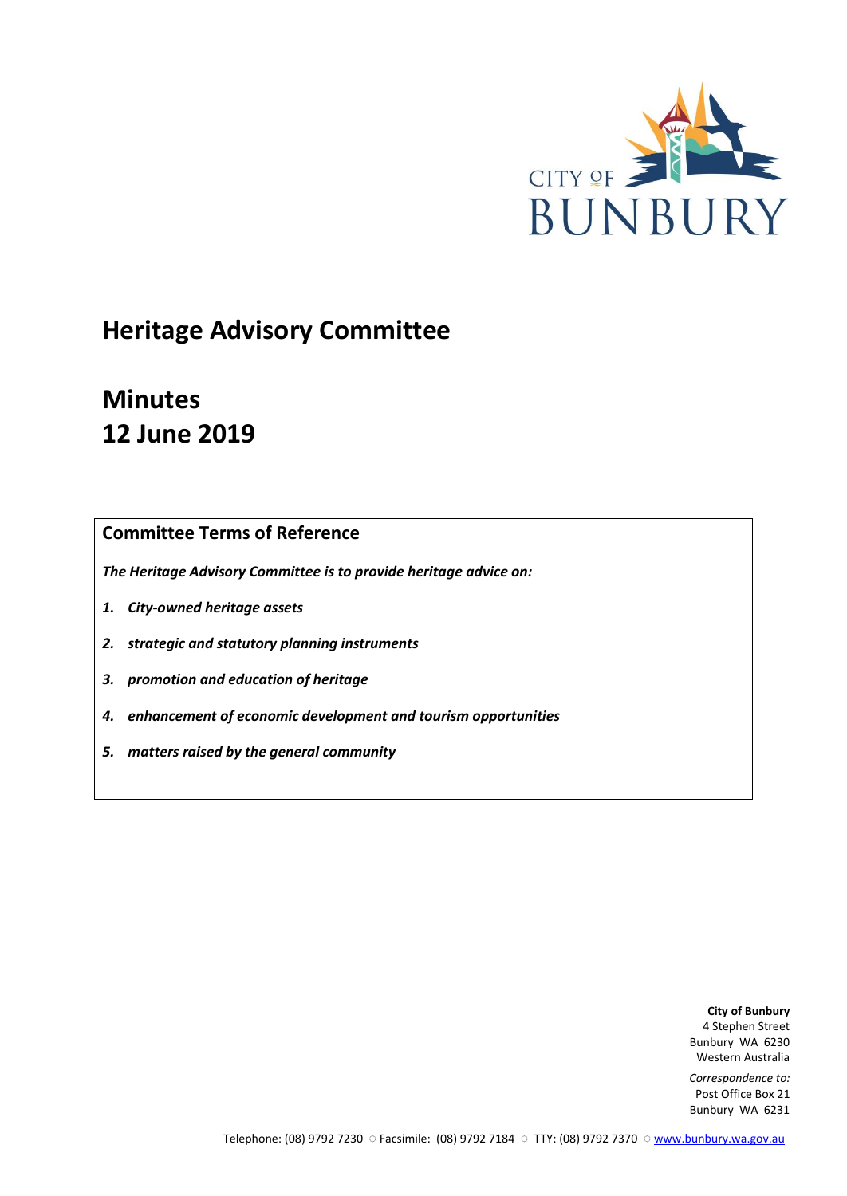CITY OF BUNBURY

# Heritage Advisory Committee

# Minutes
# 12 June 2019

## Committee Terms of Reference

***The Heritage Advisory Committee is to provide heritage advice on:***

1. ***City-owned heritage assets***
2. ***strategic and statutory planning instruments***
3. ***promotion and education of heritage***
4. ***enhancement of economic development and tourism opportunities***
5. ***matters raised by the general community***

**City of Bunbury**
4 Stephen Street
Bunbury WA 6230
Western Australia

*Correspondence to:*
Post Office Box 21
Bunbury WA 6231

Telephone: (08) 9792 7230 ○ Facsimile: (08) 9792 7184 ○ TTY: (08) 9792 7370 ○ www.bunbury.wa.gov.au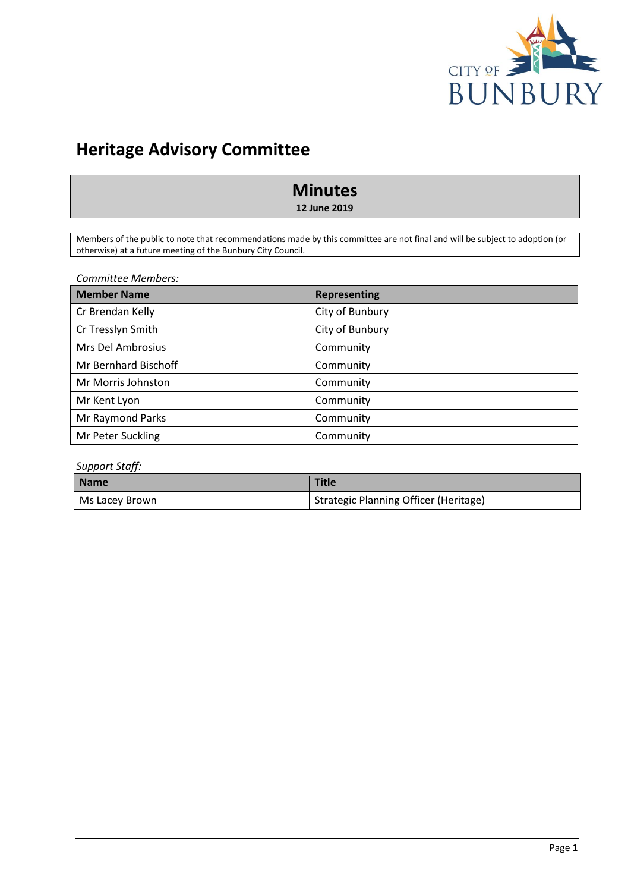# Heritage Advisory Committee

## Minutes

**12 June 2019**

Members of the public to note that recommendations made by this committee are not final and will be subject to adoption (or otherwise) at a future meeting of the Bunbury City Council.

*Committee Members:*

| Member Name | Representing |
|---|---|
| Cr Brendan Kelly | City of Bunbury |
| Cr Tresslyn Smith | City of Bunbury |
| Mrs Del Ambrosius | Community |
| Mr Bernhard Bischoff | Community |
| Mr Morris Johnston | Community |
| Mr Kent Lyon | Community |
| Mr Raymond Parks | Community |
| Mr Peter Suckling | Community |

*Support Staff:*

| Name | Title |
|---|---|
| Ms Lacey Brown | Strategic Planning Officer (Heritage) |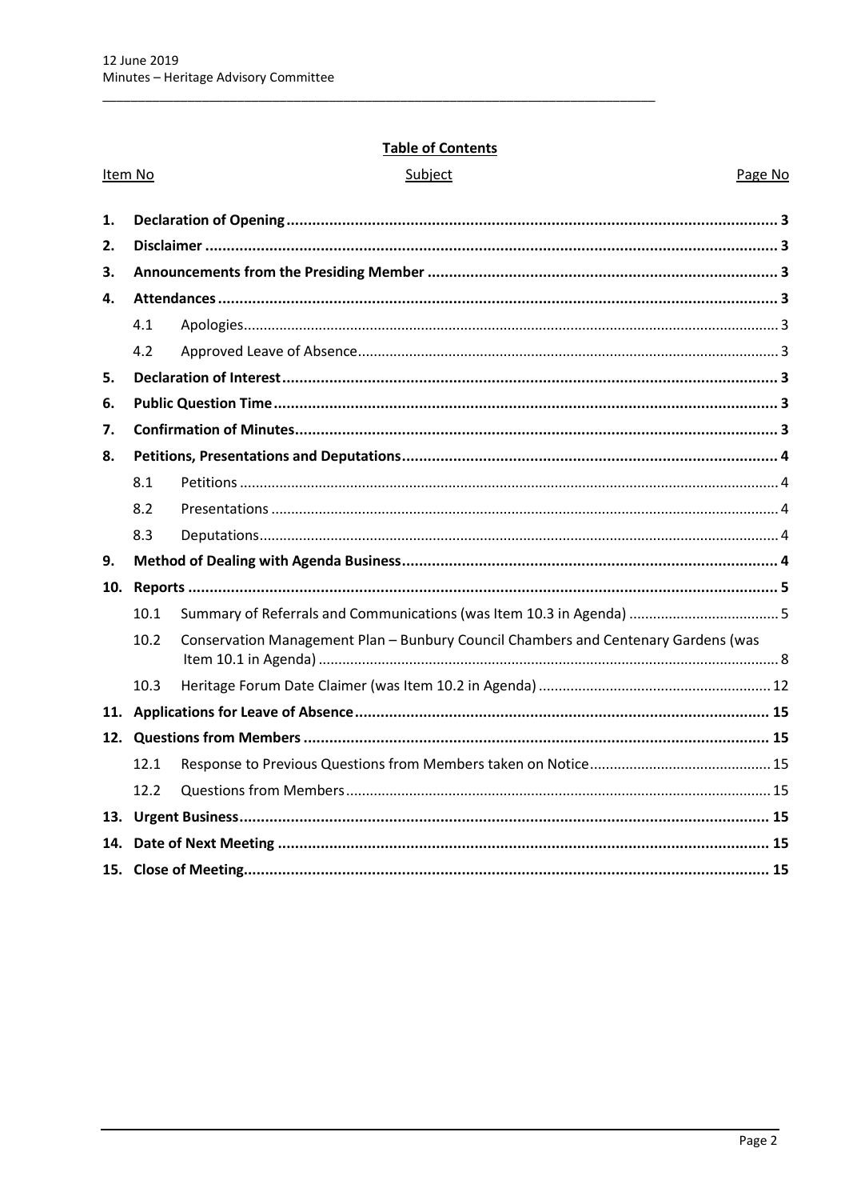**Table of Contents**

| Item No | Subject | Page No |
|---|---|---|
| **1.** | **Declaration of Opening** | **3** |
| **2.** | **Disclaimer** | **3** |
| **3.** | **Announcements from the Presiding Member** | **3** |
| **4.** | **Attendances** | **3** |
| 4.1 | Apologies | 3 |
| 4.2 | Approved Leave of Absence | 3 |
| **5.** | **Declaration of Interest** | **3** |
| **6.** | **Public Question Time** | **3** |
| **7.** | **Confirmation of Minutes** | **3** |
| **8.** | **Petitions, Presentations and Deputations** | **4** |
| 8.1 | Petitions | 4 |
| 8.2 | Presentations | 4 |
| 8.3 | Deputations | 4 |
| **9.** | **Method of Dealing with Agenda Business** | **4** |
| **10.** | **Reports** | **5** |
| 10.1 | Summary of Referrals and Communications (was Item 10.3 in Agenda) | 5 |
| 10.2 | Conservation Management Plan – Bunbury Council Chambers and Centenary Gardens (was Item 10.1 in Agenda) | 8 |
| 10.3 | Heritage Forum Date Claimer (was Item 10.2 in Agenda) | 12 |
| **11.** | **Applications for Leave of Absence** | **15** |
| **12.** | **Questions from Members** | **15** |
| 12.1 | Response to Previous Questions from Members taken on Notice | 15 |
| 12.2 | Questions from Members | 15 |
| **13.** | **Urgent Business** | **15** |
| **14.** | **Date of Next Meeting** | **15** |
| **15.** | **Close of Meeting** | **15** |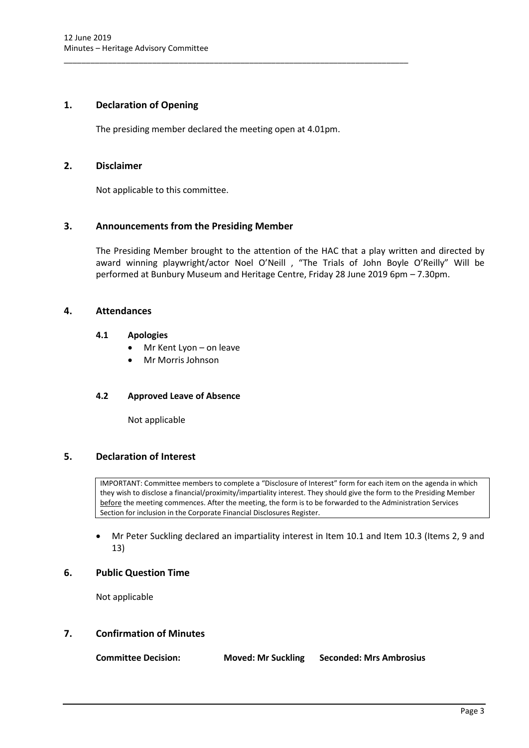## 1. Declaration of Opening

The presiding member declared the meeting open at 4.01pm.

## 2. Disclaimer

Not applicable to this committee.

## 3. Announcements from the Presiding Member

The Presiding Member brought to the attention of the HAC that a play written and directed by award winning playwright/actor Noel O'Neill , "The Trials of John Boyle O'Reilly" Will be performed at Bunbury Museum and Heritage Centre, Friday 28 June 2019 6pm – 7.30pm.

## 4. Attendances

### 4.1 Apologies

- Mr Kent Lyon – on leave
- Mr Morris Johnson

### 4.2 Approved Leave of Absence

Not applicable

## 5. Declaration of Interest

IMPORTANT: Committee members to complete a "Disclosure of Interest" form for each item on the agenda in which they wish to disclose a financial/proximity/impartiality interest. They should give the form to the Presiding Member before the meeting commences. After the meeting, the form is to be forwarded to the Administration Services Section for inclusion in the Corporate Financial Disclosures Register.

- Mr Peter Suckling declared an impartiality interest in Item 10.1 and Item 10.3 (Items 2, 9 and 13)

## 6. Public Question Time

Not applicable

## 7. Confirmation of Minutes

**Committee Decision:** **Moved: Mr Suckling** **Seconded: Mrs Ambrosius**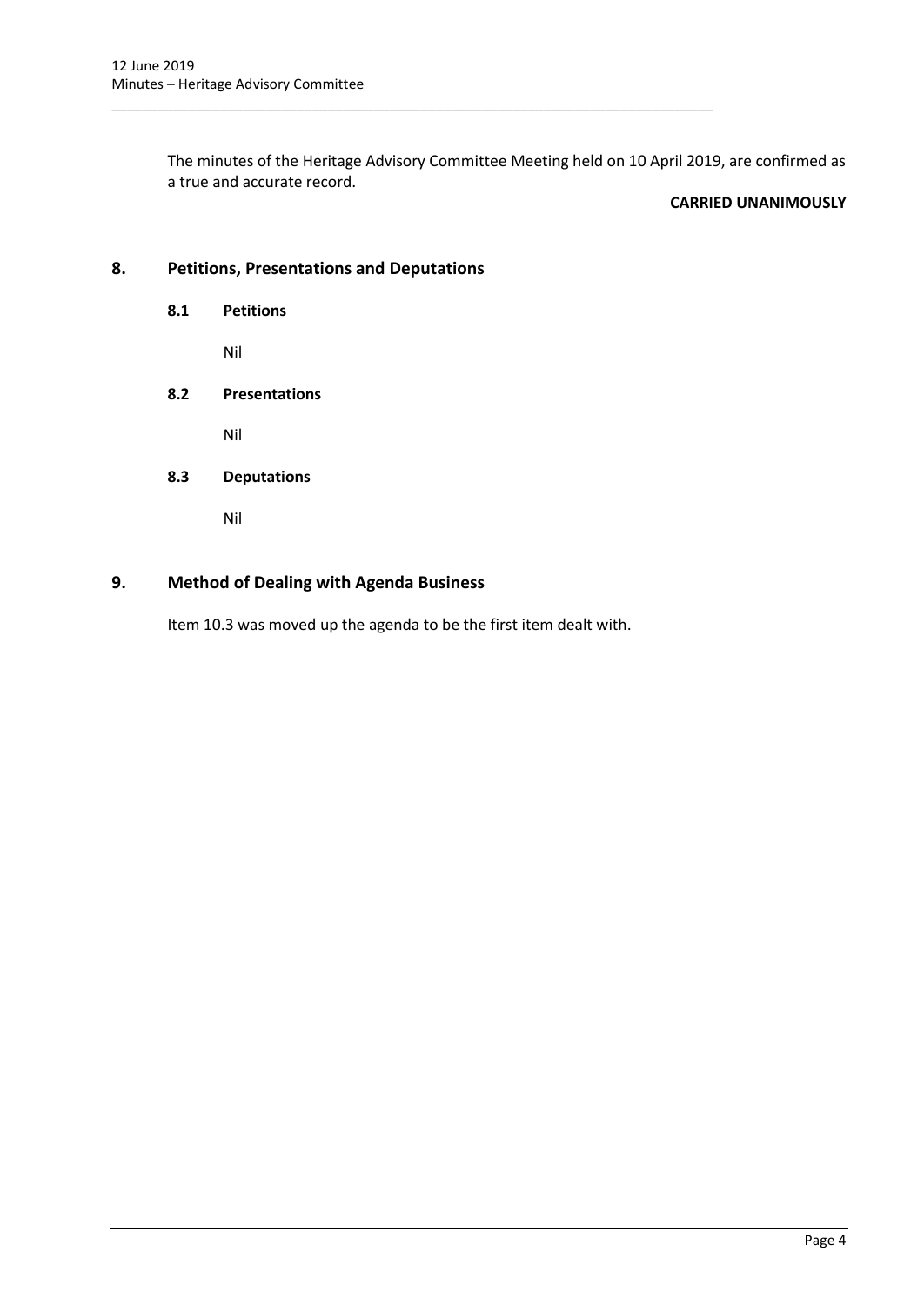The minutes of the Heritage Advisory Committee Meeting held on 10 April 2019, are confirmed as a true and accurate record.

**CARRIED UNANIMOUSLY**

## 8. Petitions, Presentations and Deputations

### 8.1 Petitions

Nil

### 8.2 Presentations

Nil

### 8.3 Deputations

Nil

## 9. Method of Dealing with Agenda Business

Item 10.3 was moved up the agenda to be the first item dealt with.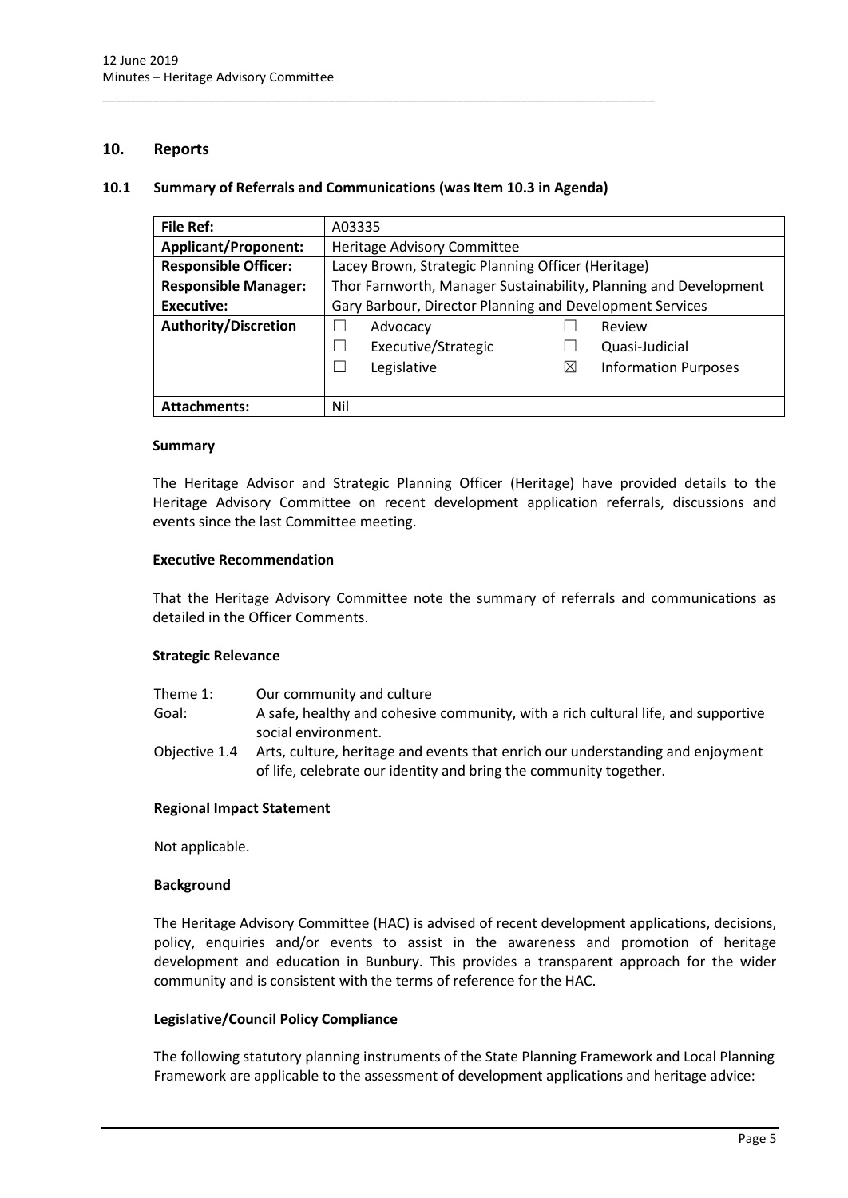## 10. Reports

### 10.1 Summary of Referrals and Communications (was Item 10.3 in Agenda)

| File Ref: | A03335 | | | |
|---|---|---|---|---|
| **Applicant/Proponent:** | Heritage Advisory Committee | | | |
| **Responsible Officer:** | Lacey Brown, Strategic Planning Officer (Heritage) | | | |
| **Responsible Manager:** | Thor Farnworth, Manager Sustainability, Planning and Development | | | |
| **Executive:** | Gary Barbour, Director Planning and Development Services | | | |
| **Authority/Discretion** | ☐ | Advocacy | ☐ | Review |
| | ☐ | Executive/Strategic | ☐ | Quasi-Judicial |
| | ☐ | Legislative | ☒ | Information Purposes |
| **Attachments:** | Nil | | | |

#### Summary

The Heritage Advisor and Strategic Planning Officer (Heritage) have provided details to the Heritage Advisory Committee on recent development application referrals, discussions and events since the last Committee meeting.

#### Executive Recommendation

That the Heritage Advisory Committee note the summary of referrals and communications as detailed in the Officer Comments.

#### Strategic Relevance

Theme 1: Our community and culture

Goal: A safe, healthy and cohesive community, with a rich cultural life, and supportive social environment.

Objective 1.4 Arts, culture, heritage and events that enrich our understanding and enjoyment of life, celebrate our identity and bring the community together.

#### Regional Impact Statement

Not applicable.

#### Background

The Heritage Advisory Committee (HAC) is advised of recent development applications, decisions, policy, enquiries and/or events to assist in the awareness and promotion of heritage development and education in Bunbury. This provides a transparent approach for the wider community and is consistent with the terms of reference for the HAC.

#### Legislative/Council Policy Compliance

The following statutory planning instruments of the State Planning Framework and Local Planning Framework are applicable to the assessment of development applications and heritage advice: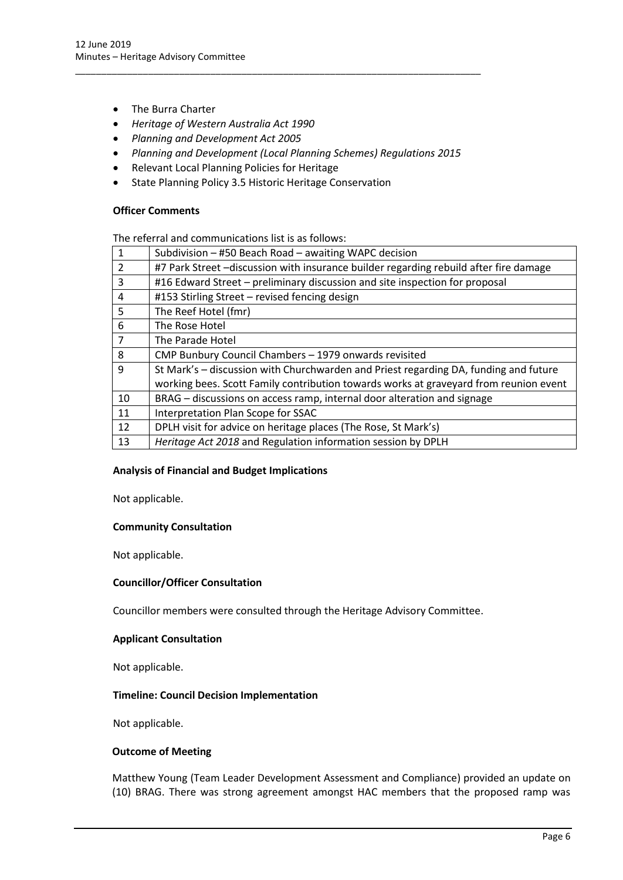- The Burra Charter
- *Heritage of Western Australia Act 1990*
- *Planning and Development Act 2005*
- *Planning and Development (Local Planning Schemes) Regulations 2015*
- Relevant Local Planning Policies for Heritage
- State Planning Policy 3.5 Historic Heritage Conservation

**Officer Comments**

The referral and communications list is as follows:

| | |
|---|---|
| 1 | Subdivision – #50 Beach Road – awaiting WAPC decision |
| 2 | #7 Park Street –discussion with insurance builder regarding rebuild after fire damage |
| 3 | #16 Edward Street – preliminary discussion and site inspection for proposal |
| 4 | #153 Stirling Street – revised fencing design |
| 5 | The Reef Hotel (fmr) |
| 6 | The Rose Hotel |
| 7 | The Parade Hotel |
| 8 | CMP Bunbury Council Chambers – 1979 onwards revisited |
| 9 | St Mark's – discussion with Churchwarden and Priest regarding DA, funding and future working bees. Scott Family contribution towards works at graveyard from reunion event |
| 10 | BRAG – discussions on access ramp, internal door alteration and signage |
| 11 | Interpretation Plan Scope for SSAC |
| 12 | DPLH visit for advice on heritage places (The Rose, St Mark's) |
| 13 | *Heritage Act 2018* and Regulation information session by DPLH |

**Analysis of Financial and Budget Implications**

Not applicable.

**Community Consultation**

Not applicable.

**Councillor/Officer Consultation**

Councillor members were consulted through the Heritage Advisory Committee.

**Applicant Consultation**

Not applicable.

**Timeline: Council Decision Implementation**

Not applicable.

**Outcome of Meeting**

Matthew Young (Team Leader Development Assessment and Compliance) provided an update on (10) BRAG. There was strong agreement amongst HAC members that the proposed ramp was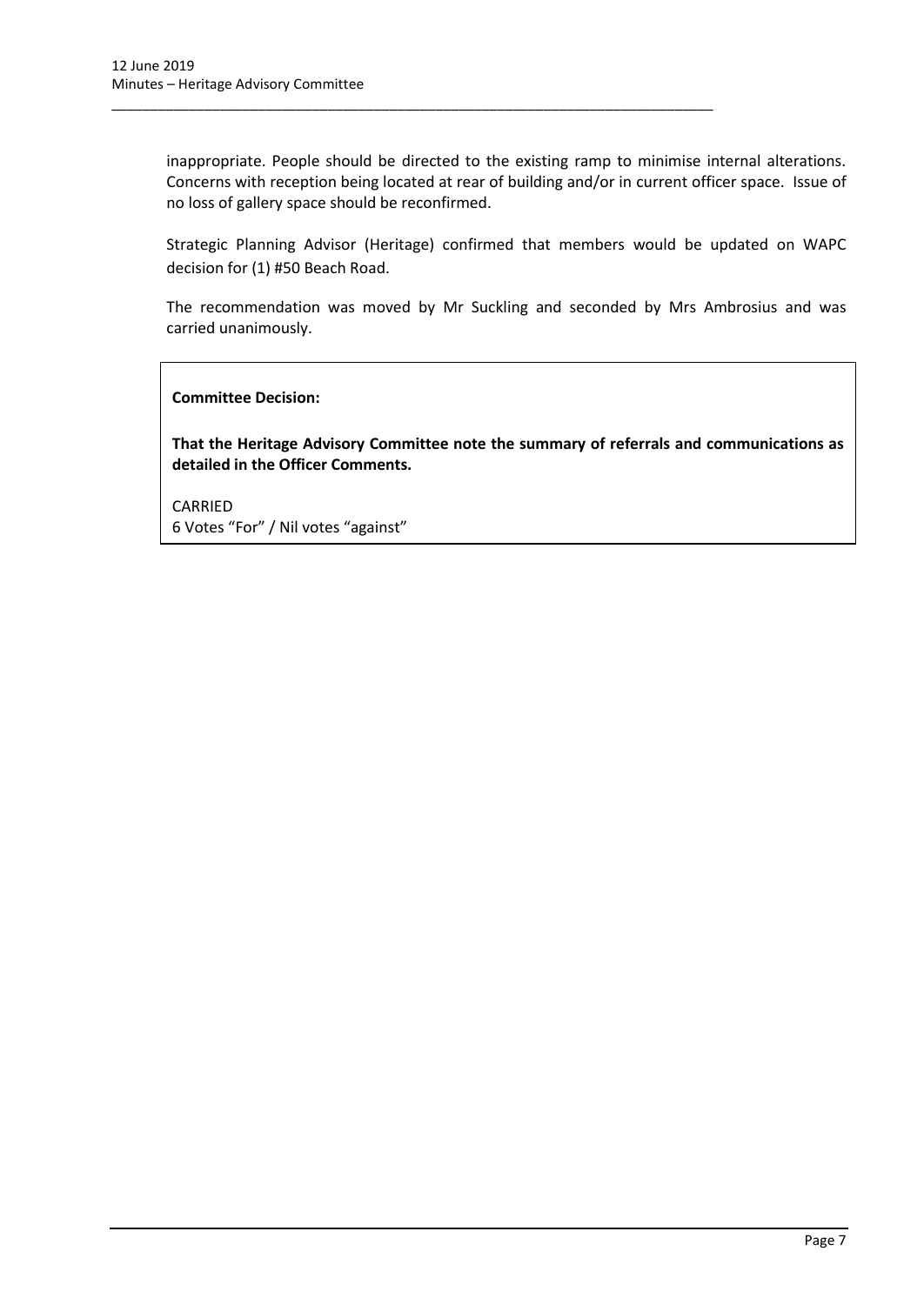inappropriate. People should be directed to the existing ramp to minimise internal alterations. Concerns with reception being located at rear of building and/or in current officer space. Issue of no loss of gallery space should be reconfirmed.

Strategic Planning Advisor (Heritage) confirmed that members would be updated on WAPC decision for (1) #50 Beach Road.

The recommendation was moved by Mr Suckling and seconded by Mrs Ambrosius and was carried unanimously.

**Committee Decision:**

**That the Heritage Advisory Committee note the summary of referrals and communications as detailed in the Officer Comments.**

CARRIED
6 Votes "For" / Nil votes "against"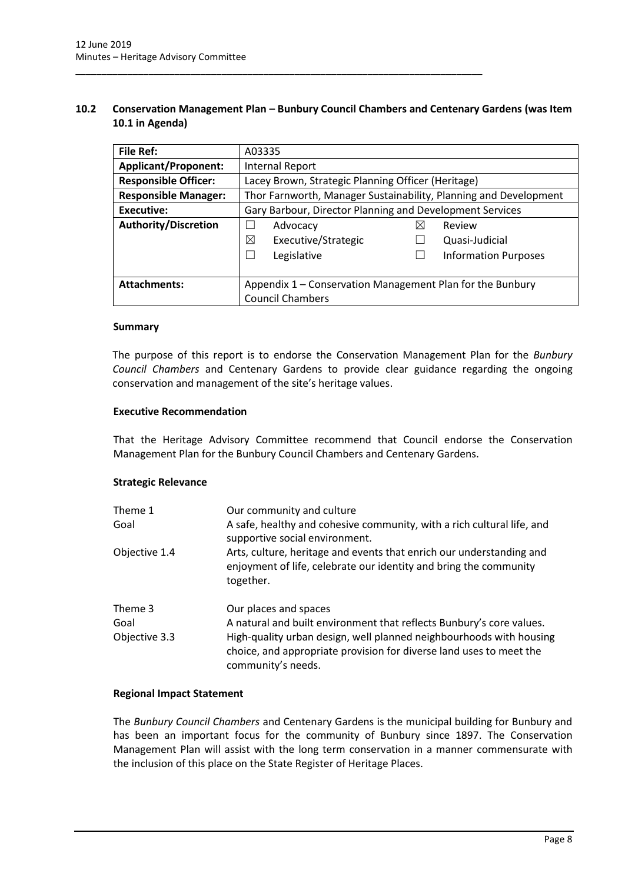## 10.2 Conservation Management Plan – Bunbury Council Chambers and Centenary Gardens (was Item 10.1 in Agenda)

| **File Ref:** | A03335 | | | |
|---|---|---|---|---|
| **Applicant/Proponent:** | Internal Report | | | |
| **Responsible Officer:** | Lacey Brown, Strategic Planning Officer (Heritage) | | | |
| **Responsible Manager:** | Thor Farnworth, Manager Sustainability, Planning and Development | | | |
| **Executive:** | Gary Barbour, Director Planning and Development Services | | | |
| **Authority/Discretion** | ☐ | Advocacy | ☒ | Review |
| | ☒ | Executive/Strategic | ☐ | Quasi-Judicial |
| | ☐ | Legislative | ☐ | Information Purposes |
| **Attachments:** | Appendix 1 – Conservation Management Plan for the Bunbury Council Chambers | | | |

### Summary

The purpose of this report is to endorse the Conservation Management Plan for the *Bunbury Council Chambers* and Centenary Gardens to provide clear guidance regarding the ongoing conservation and management of the site's heritage values.

### Executive Recommendation

That the Heritage Advisory Committee recommend that Council endorse the Conservation Management Plan for the Bunbury Council Chambers and Centenary Gardens.

### Strategic Relevance

| | |
|---|---|
| Theme 1 | Our community and culture |
| Goal | A safe, healthy and cohesive community, with a rich cultural life, and supportive social environment. |
| Objective 1.4 | Arts, culture, heritage and events that enrich our understanding and enjoyment of life, celebrate our identity and bring the community together. |
| Theme 3 | Our places and spaces |
| Goal | A natural and built environment that reflects Bunbury's core values. |
| Objective 3.3 | High-quality urban design, well planned neighbourhoods with housing choice, and appropriate provision for diverse land uses to meet the community's needs. |

### Regional Impact Statement

The *Bunbury Council Chambers* and Centenary Gardens is the municipal building for Bunbury and has been an important focus for the community of Bunbury since 1897. The Conservation Management Plan will assist with the long term conservation in a manner commensurate with the inclusion of this place on the State Register of Heritage Places.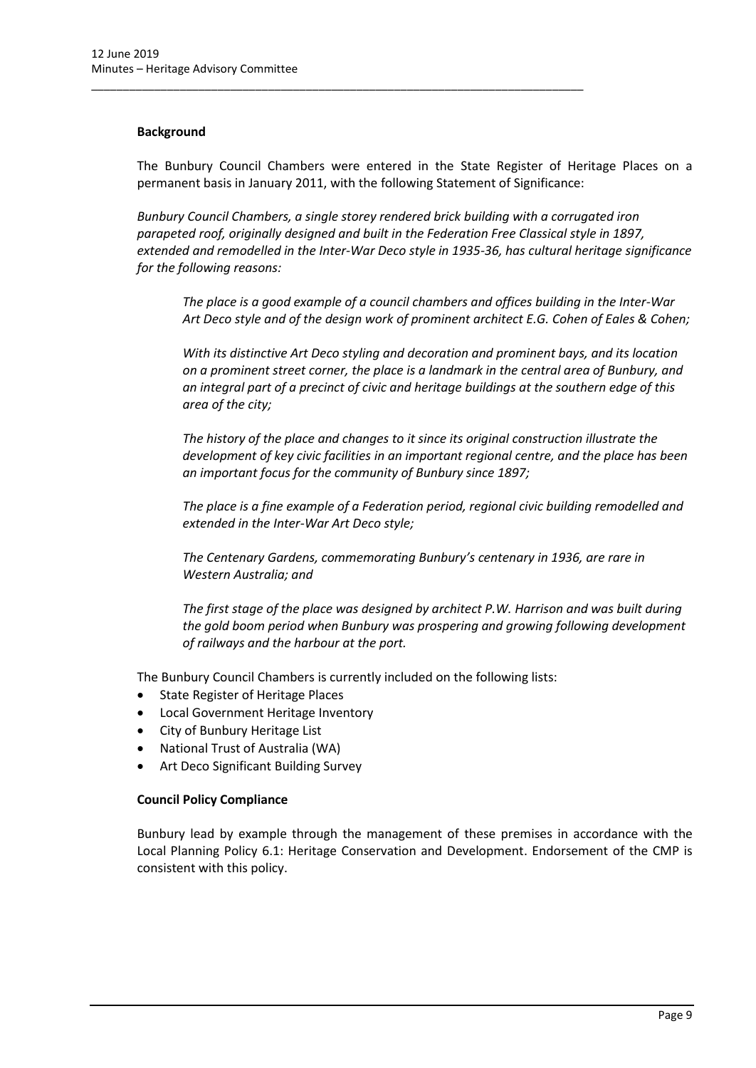**Background**

The Bunbury Council Chambers were entered in the State Register of Heritage Places on a permanent basis in January 2011, with the following Statement of Significance:

*Bunbury Council Chambers, a single storey rendered brick building with a corrugated iron parapeted roof, originally designed and built in the Federation Free Classical style in 1897, extended and remodelled in the Inter-War Deco style in 1935-36, has cultural heritage significance for the following reasons:*

> *The place is a good example of a council chambers and offices building in the Inter-War Art Deco style and of the design work of prominent architect E.G. Cohen of Eales & Cohen;*
>
> *With its distinctive Art Deco styling and decoration and prominent bays, and its location on a prominent street corner, the place is a landmark in the central area of Bunbury, and an integral part of a precinct of civic and heritage buildings at the southern edge of this area of the city;*
>
> *The history of the place and changes to it since its original construction illustrate the development of key civic facilities in an important regional centre, and the place has been an important focus for the community of Bunbury since 1897;*
>
> *The place is a fine example of a Federation period, regional civic building remodelled and extended in the Inter-War Art Deco style;*
>
> *The Centenary Gardens, commemorating Bunbury's centenary in 1936, are rare in Western Australia; and*
>
> *The first stage of the place was designed by architect P.W. Harrison and was built during the gold boom period when Bunbury was prospering and growing following development of railways and the harbour at the port.*

The Bunbury Council Chambers is currently included on the following lists:

- State Register of Heritage Places
- Local Government Heritage Inventory
- City of Bunbury Heritage List
- National Trust of Australia (WA)
- Art Deco Significant Building Survey

**Council Policy Compliance**

Bunbury lead by example through the management of these premises in accordance with the Local Planning Policy 6.1: Heritage Conservation and Development. Endorsement of the CMP is consistent with this policy.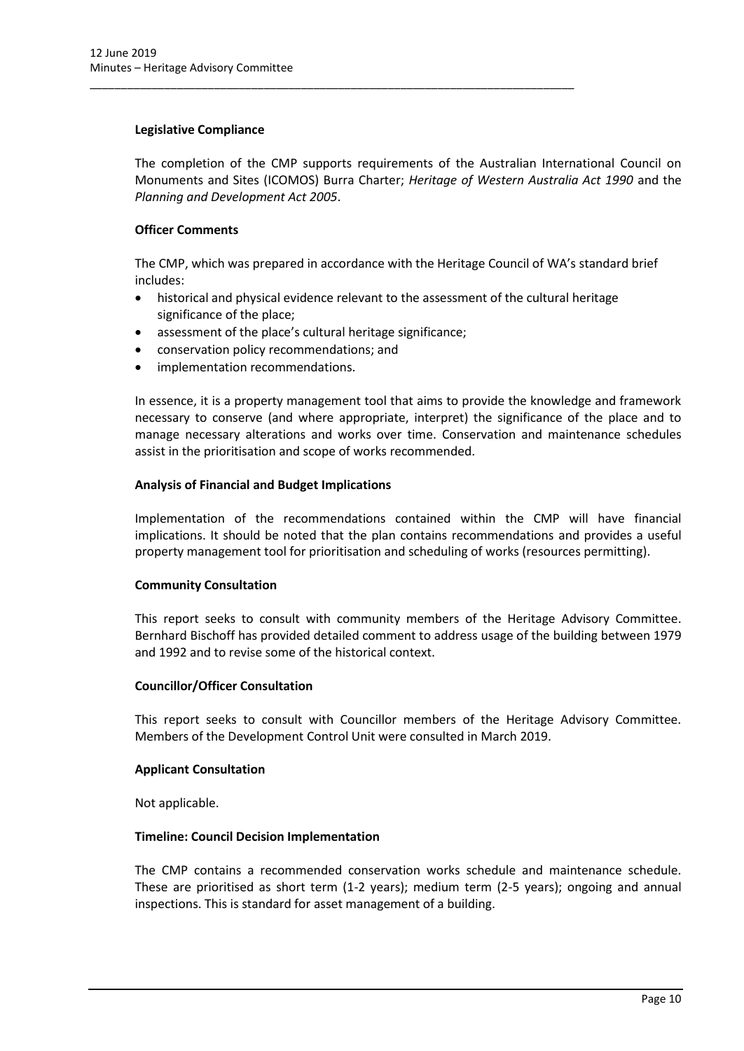**Legislative Compliance**

The completion of the CMP supports requirements of the Australian International Council on Monuments and Sites (ICOMOS) Burra Charter; *Heritage of Western Australia Act 1990* and the *Planning and Development Act 2005*.

**Officer Comments**

The CMP, which was prepared in accordance with the Heritage Council of WA's standard brief includes:

- historical and physical evidence relevant to the assessment of the cultural heritage significance of the place;
- assessment of the place's cultural heritage significance;
- conservation policy recommendations; and
- implementation recommendations.

In essence, it is a property management tool that aims to provide the knowledge and framework necessary to conserve (and where appropriate, interpret) the significance of the place and to manage necessary alterations and works over time. Conservation and maintenance schedules assist in the prioritisation and scope of works recommended.

**Analysis of Financial and Budget Implications**

Implementation of the recommendations contained within the CMP will have financial implications. It should be noted that the plan contains recommendations and provides a useful property management tool for prioritisation and scheduling of works (resources permitting).

**Community Consultation**

This report seeks to consult with community members of the Heritage Advisory Committee. Bernhard Bischoff has provided detailed comment to address usage of the building between 1979 and 1992 and to revise some of the historical context.

**Councillor/Officer Consultation**

This report seeks to consult with Councillor members of the Heritage Advisory Committee. Members of the Development Control Unit were consulted in March 2019.

**Applicant Consultation**

Not applicable.

**Timeline: Council Decision Implementation**

The CMP contains a recommended conservation works schedule and maintenance schedule. These are prioritised as short term (1-2 years); medium term (2-5 years); ongoing and annual inspections. This is standard for asset management of a building.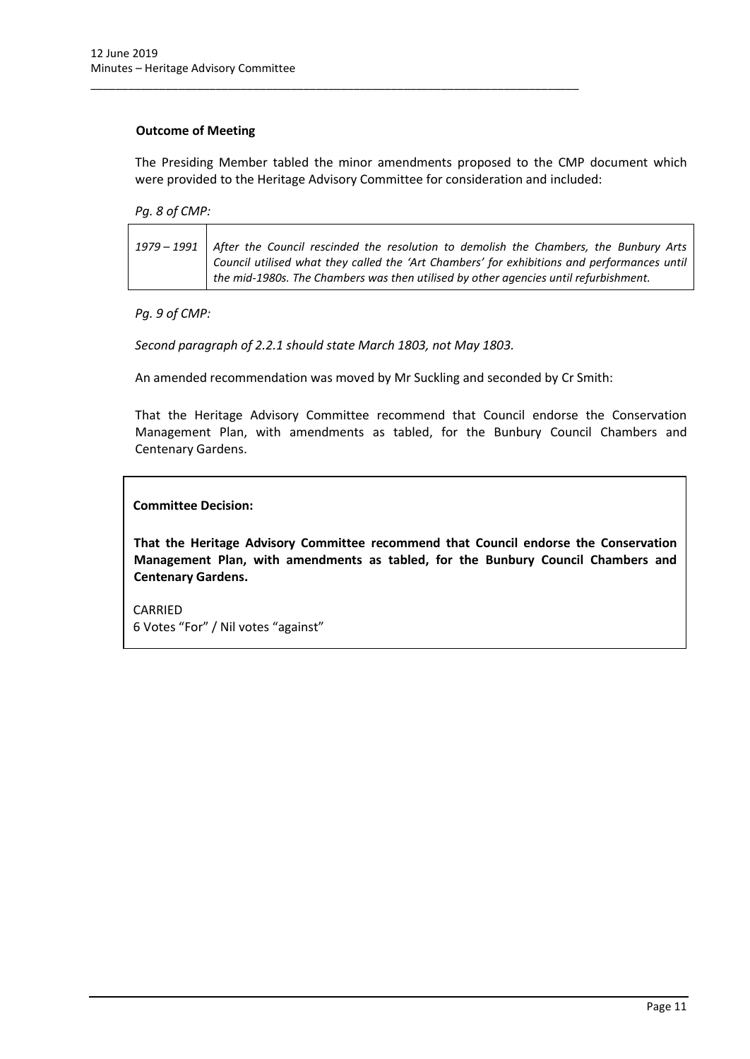**Outcome of Meeting**

The Presiding Member tabled the minor amendments proposed to the CMP document which were provided to the Heritage Advisory Committee for consideration and included:

*Pg. 8 of CMP:*

| | |
|---|---|
| *1979 – 1991* | *After the Council rescinded the resolution to demolish the Chambers, the Bunbury Arts Council utilised what they called the 'Art Chambers' for exhibitions and performances until the mid-1980s. The Chambers was then utilised by other agencies until refurbishment.* |

*Pg. 9 of CMP:*

*Second paragraph of 2.2.1 should state March 1803, not May 1803.*

An amended recommendation was moved by Mr Suckling and seconded by Cr Smith:

That the Heritage Advisory Committee recommend that Council endorse the Conservation Management Plan, with amendments as tabled, for the Bunbury Council Chambers and Centenary Gardens.

**Committee Decision:**

**That the Heritage Advisory Committee recommend that Council endorse the Conservation Management Plan, with amendments as tabled, for the Bunbury Council Chambers and Centenary Gardens.**

CARRIED
6 Votes "For" / Nil votes "against"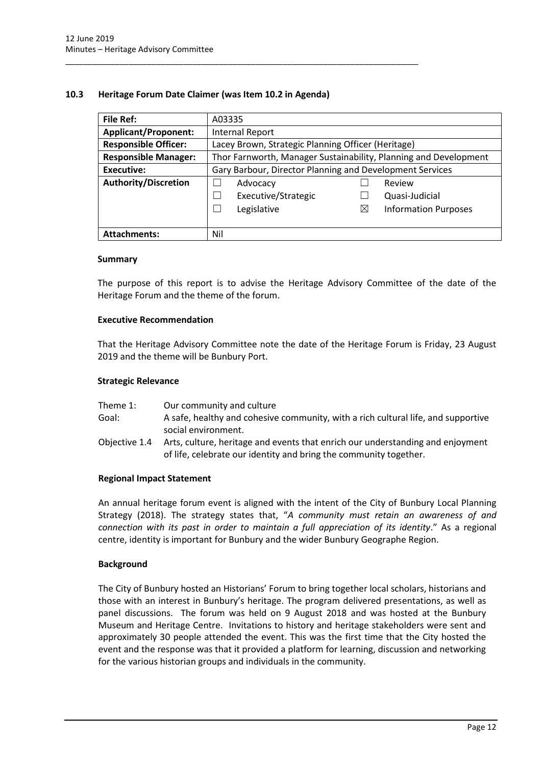### 10.3 Heritage Forum Date Claimer (was Item 10.2 in Agenda)

| **File Ref:** | A03335 | | |
|---|---|---|---|
| **Applicant/Proponent:** | Internal Report | | |
| **Responsible Officer:** | Lacey Brown, Strategic Planning Officer (Heritage) | | |
| **Responsible Manager:** | Thor Farnworth, Manager Sustainability, Planning and Development | | |
| **Executive:** | Gary Barbour, Director Planning and Development Services | | |
| **Authority/Discretion** | ☐ Advocacy | ☐ Review | |
| | ☐ Executive/Strategic | ☐ Quasi-Judicial | |
| | ☐ Legislative | ☒ Information Purposes | |
| **Attachments:** | Nil | | |

**Summary**

The purpose of this report is to advise the Heritage Advisory Committee of the date of the Heritage Forum and the theme of the forum.

**Executive Recommendation**

That the Heritage Advisory Committee note the date of the Heritage Forum is Friday, 23 August 2019 and the theme will be Bunbury Port.

**Strategic Relevance**

| | |
|---|---|
| Theme 1: | Our community and culture |
| Goal: | A safe, healthy and cohesive community, with a rich cultural life, and supportive social environment. |
| Objective 1.4 | Arts, culture, heritage and events that enrich our understanding and enjoyment of life, celebrate our identity and bring the community together. |

**Regional Impact Statement**

An annual heritage forum event is aligned with the intent of the City of Bunbury Local Planning Strategy (2018). The strategy states that, "*A community must retain an awareness of and connection with its past in order to maintain a full appreciation of its identity*." As a regional centre, identity is important for Bunbury and the wider Bunbury Geographe Region.

**Background**

The City of Bunbury hosted an Historians' Forum to bring together local scholars, historians and those with an interest in Bunbury's heritage. The program delivered presentations, as well as panel discussions. The forum was held on 9 August 2018 and was hosted at the Bunbury Museum and Heritage Centre. Invitations to history and heritage stakeholders were sent and approximately 30 people attended the event. This was the first time that the City hosted the event and the response was that it provided a platform for learning, discussion and networking for the various historian groups and individuals in the community.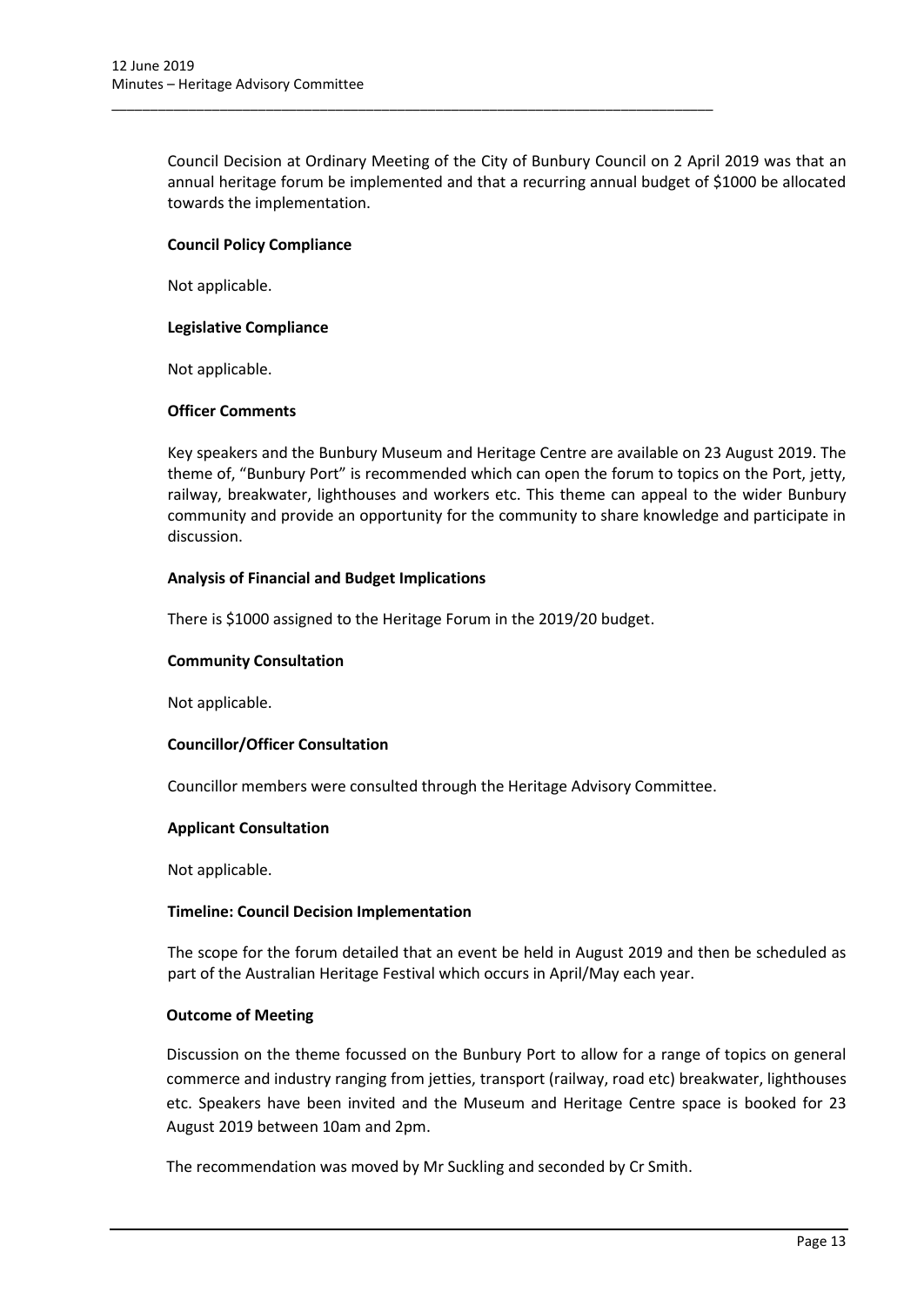Council Decision at Ordinary Meeting of the City of Bunbury Council on 2 April 2019 was that an annual heritage forum be implemented and that a recurring annual budget of $1000 be allocated towards the implementation.

**Council Policy Compliance**

Not applicable.

**Legislative Compliance**

Not applicable.

**Officer Comments**

Key speakers and the Bunbury Museum and Heritage Centre are available on 23 August 2019. The theme of, "Bunbury Port" is recommended which can open the forum to topics on the Port, jetty, railway, breakwater, lighthouses and workers etc. This theme can appeal to the wider Bunbury community and provide an opportunity for the community to share knowledge and participate in discussion.

**Analysis of Financial and Budget Implications**

There is $1000 assigned to the Heritage Forum in the 2019/20 budget.

**Community Consultation**

Not applicable.

**Councillor/Officer Consultation**

Councillor members were consulted through the Heritage Advisory Committee.

**Applicant Consultation**

Not applicable.

**Timeline: Council Decision Implementation**

The scope for the forum detailed that an event be held in August 2019 and then be scheduled as part of the Australian Heritage Festival which occurs in April/May each year.

**Outcome of Meeting**

Discussion on the theme focussed on the Bunbury Port to allow for a range of topics on general commerce and industry ranging from jetties, transport (railway, road etc) breakwater, lighthouses etc. Speakers have been invited and the Museum and Heritage Centre space is booked for 23 August 2019 between 10am and 2pm.

The recommendation was moved by Mr Suckling and seconded by Cr Smith.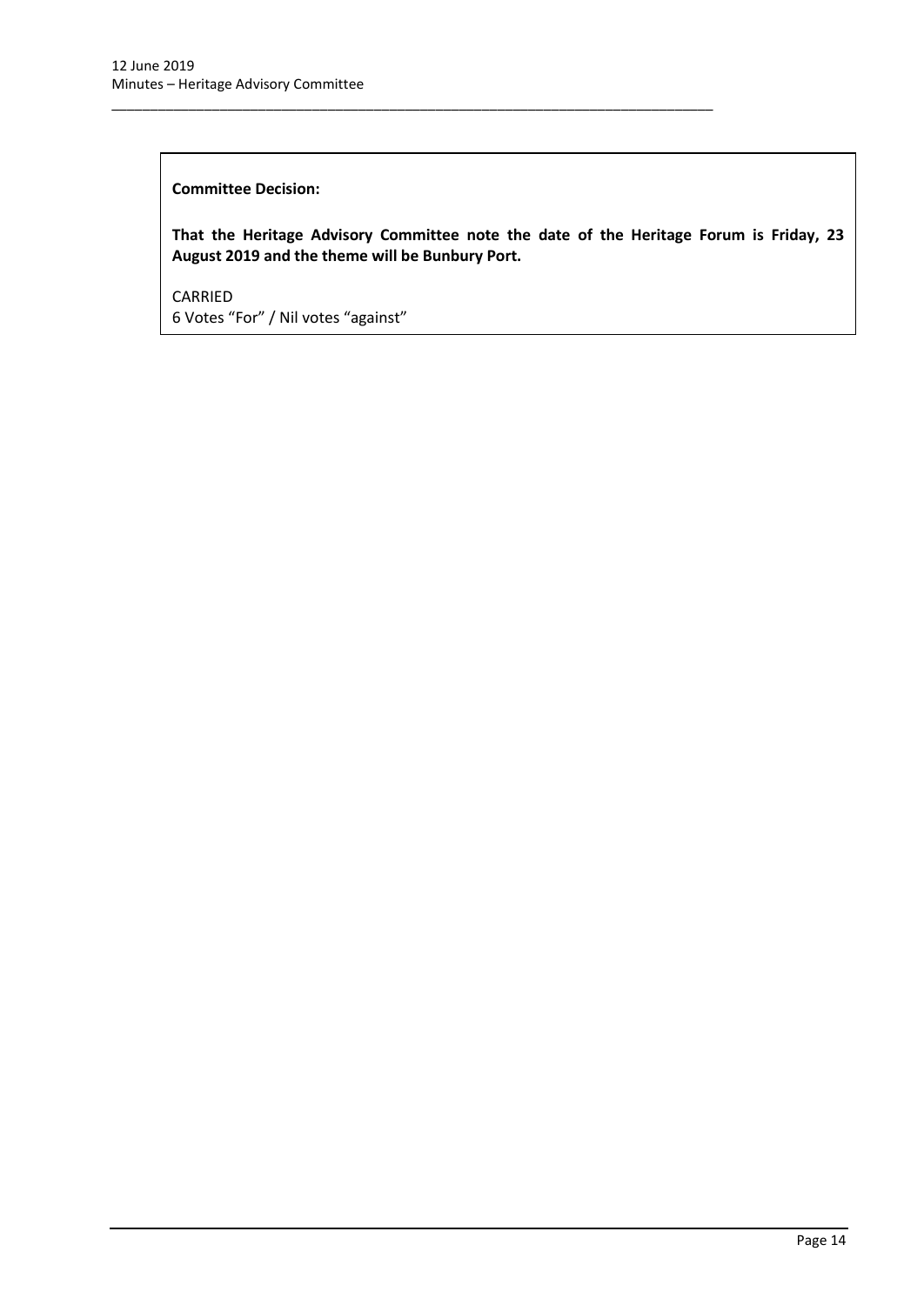**Committee Decision:**

**That the Heritage Advisory Committee note the date of the Heritage Forum is Friday, 23 August 2019 and the theme will be Bunbury Port.**

CARRIED
6 Votes "For" / Nil votes "against"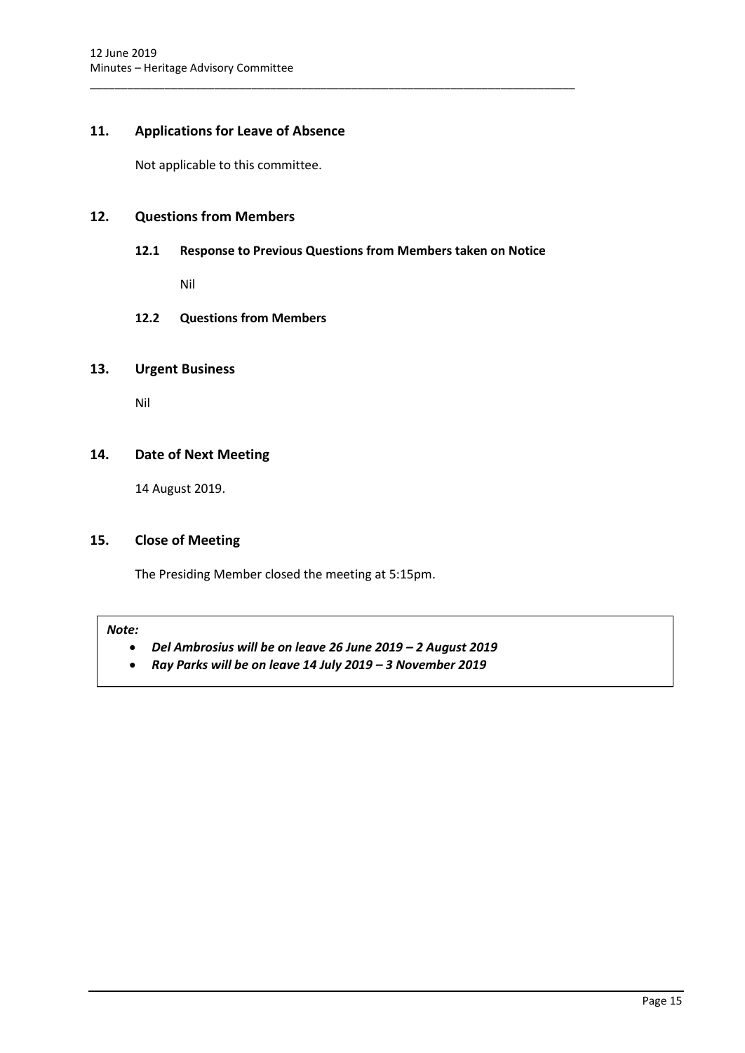## 11. Applications for Leave of Absence

Not applicable to this committee.

## 12. Questions from Members

### 12.1 Response to Previous Questions from Members taken on Notice

Nil

### 12.2 Questions from Members

## 13. Urgent Business

Nil

## 14. Date of Next Meeting

14 August 2019.

## 15. Close of Meeting

The Presiding Member closed the meeting at 5:15pm.

***Note:***

- ***Del Ambrosius will be on leave 26 June 2019 – 2 August 2019***
- ***Ray Parks will be on leave 14 July 2019 – 3 November 2019***